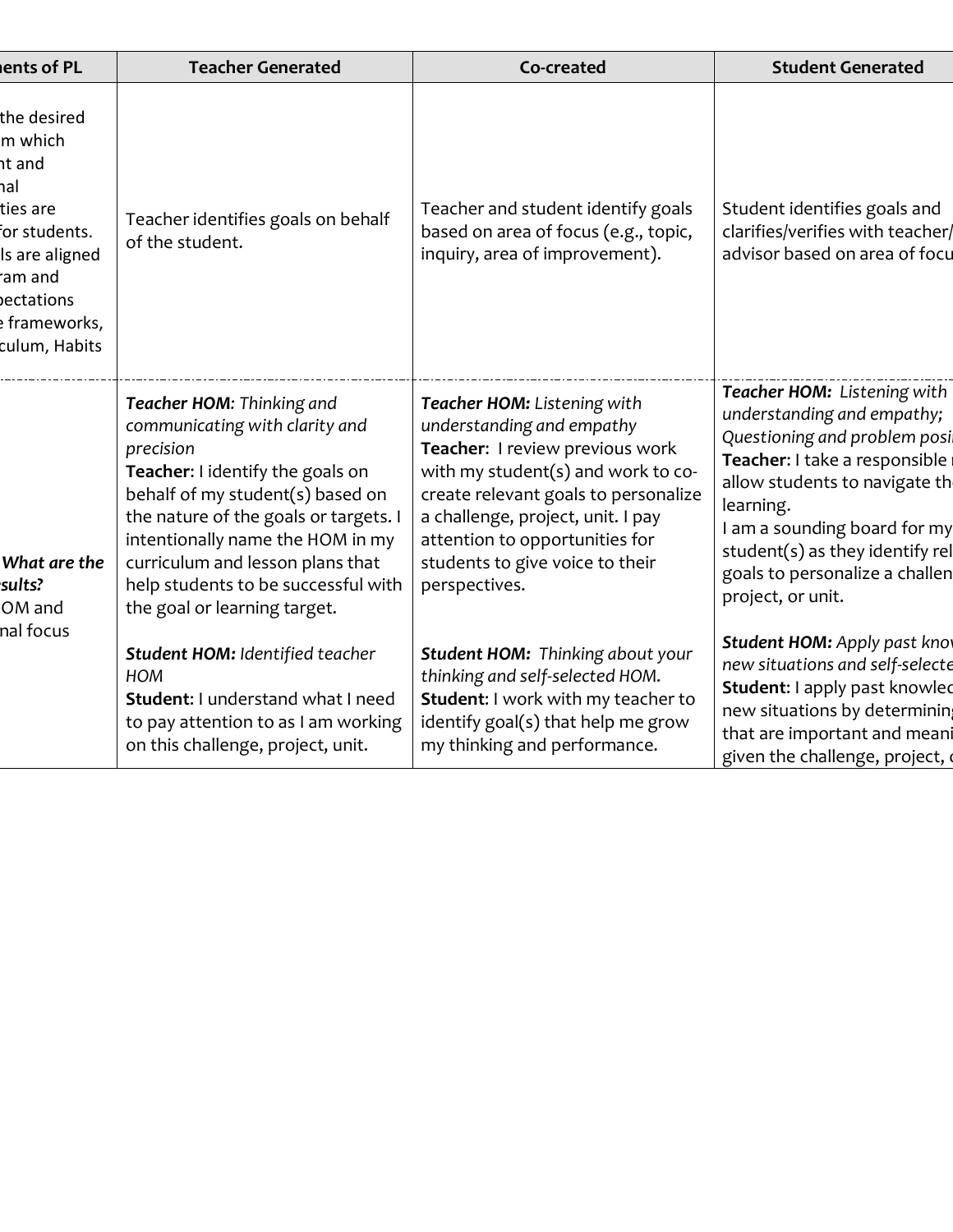| ents of PL | Teacher Generated | Co-created | Student Generated |
|---|---|---|---|
| the desired m which nt and nal ties are for students. ls are aligned ram and pectations e frameworks, culum, Habits | Teacher identifies goals on behalf of the student. | Teacher and student identify goals based on area of focus (e.g., topic, inquiry, area of improvement). | Student identifies goals and clarifies/verifies with teacher/ advisor based on area of focu |
| ***What are the sults?*** OM and nal focus | ***Teacher HOM****: Thinking and communicating with clarity and precision*<br>**Teacher**: I identify the goals on behalf of my student(s) based on the nature of the goals or targets. I intentionally name the HOM in my curriculum and lesson plans that help students to be successful with the goal or learning target.<br><br>***Student HOM:*** *Identified teacher HOM*<br>**Student**: I understand what I need to pay attention to as I am working on this challenge, project, unit. | ***Teacher HOM:*** *Listening with understanding and empathy*<br>**Teacher**: I review previous work with my student(s) and work to co-create relevant goals to personalize a challenge, project, unit. I pay attention to opportunities for students to give voice to their perspectives.<br><br>***Student HOM:*** *Thinking about your thinking and self-selected HOM.*<br>**Student**: I work with my teacher to identify goal(s) that help me grow my thinking and performance. | ***Teacher HOM:*** *Listening with understanding and empathy; Questioning and problem posi*<br>**Teacher**: I take a responsible r allow students to navigate th learning.<br>I am a sounding board for my student(s) as they identify rel goals to personalize a challen project, or unit.<br><br>***Student HOM:*** *Apply past kno new situations and self-selecte*<br>**Student**: I apply past knowled new situations by determinin that are important and meani given the challenge, project, |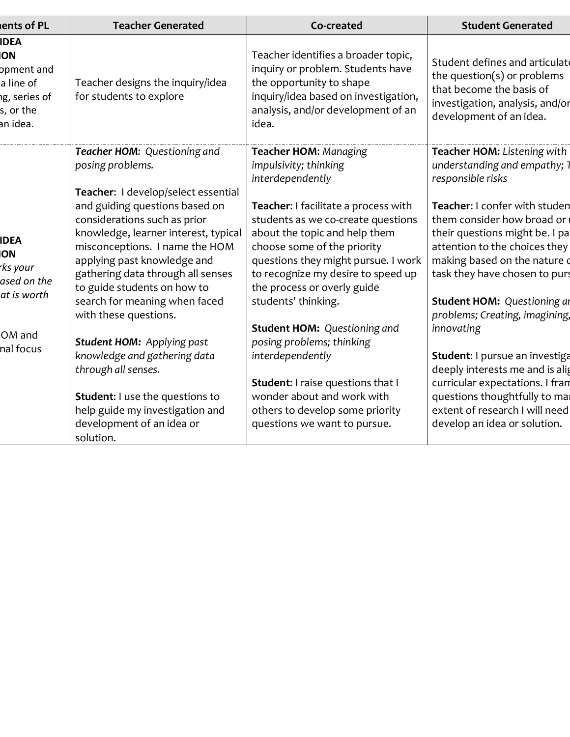| ents of PL | Teacher Generated | Co-created | Student Generated |
|---|---|---|---|
| **IDEA ION** opment and a line of ng, series of s, or the an idea. | Teacher designs the inquiry/idea for students to explore | Teacher identifies a broader topic, inquiry or problem. Students have the opportunity to shape inquiry/idea based on investigation, analysis, and/or development of an idea. | Student defines and articulate the question(s) or problems that become the basis of investigation, analysis, and/or development of an idea. |
| **IDEA ION** *rks your ased on the at is worth* OM and nal focus | ***Teacher HOM**: Questioning and posing problems.* **Teacher**: I develop/select essential and guiding questions based on considerations such as prior knowledge, learner interest, typical misconceptions. I name the HOM applying past knowledge and gathering data through all senses to guide students on how to search for meaning when faced with these questions. ***Student HOM:** Applying past knowledge and gathering data through all senses.* **Student**: I use the questions to help guide my investigation and development of an idea or solution. | **Teacher HOM**: *Managing impulsivity; thinking interdependently* **Teacher**: I facilitate a process with students as we co-create questions about the topic and help them choose some of the priority questions they might pursue. I work to recognize my desire to speed up the process or overly guide students' thinking. **Student HOM:** *Questioning and posing problems; thinking interdependently* **Student**: I raise questions that I wonder about and work with others to develop some priority questions we want to pursue. | **Teacher HOM**: *Listening with understanding and empathy; T responsible risks* **Teacher**: I confer with studen them consider how broad or r their questions might be. I pa attention to the choices they making based on the nature o task they have chosen to purs **Student HOM:** *Questioning ar problems; Creating, imagining, innovating* **Student**: I pursue an investiga deeply interests me and is alig curricular expectations. I fram questions thoughtfully to mar extent of research I will need develop an idea or solution. |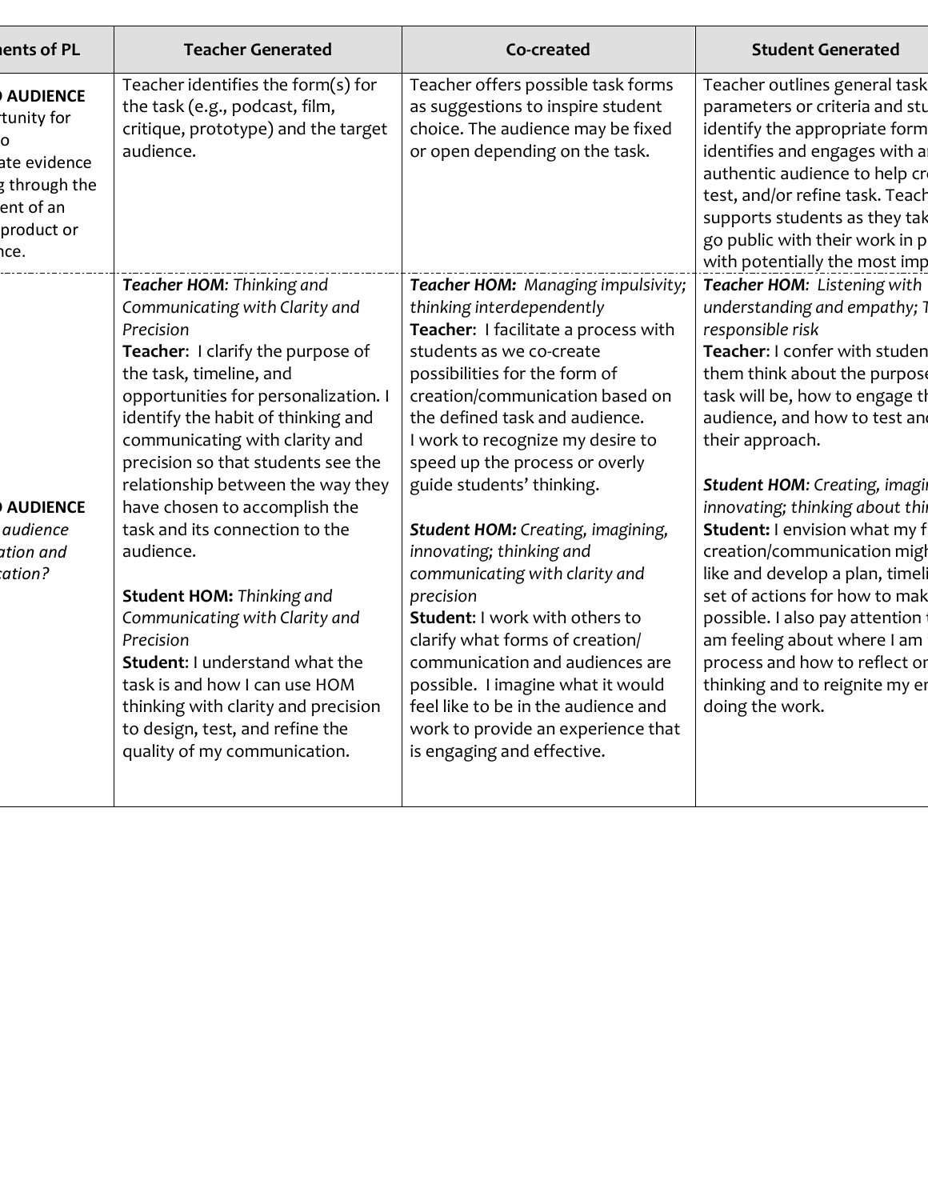| ...ents of PL | Teacher Generated | Co-created | Student Generated |
|---|---|---|---|
| ...) AUDIENCE ...rtunity for ...o ...ate evidence ...g through the ...ent of an ...product or ...nce. | Teacher identifies the form(s) for the task (e.g., podcast, film, critique, prototype) and the target audience. | Teacher offers possible task forms as suggestions to inspire student choice. The audience may be fixed or open depending on the task. | Teacher outlines general task... parameters or criteria and stu... identify the appropriate form... identifies and engages with a... authentic audience to help cr... test, and/or refine task. Teach... supports students as they tak... go public with their work in p... with potentially the most imp... |
| ...) AUDIENCE ... *audience* ...*ation and* ...*cation?* | ***Teacher HOM****: Thinking and Communicating with Clarity and Precision*<br>**Teacher**: I clarify the purpose of the task, timeline, and opportunities for personalization. I identify the habit of thinking and communicating with clarity and precision so that students see the relationship between the way they have chosen to accomplish the task and its connection to the audience.<br><br>**Student HOM:** *Thinking and Communicating with Clarity and Precision*<br>**Student**: I understand what the task is and how I can use HOM thinking with clarity and precision to design, test, and refine the quality of my communication. | ***Teacher HOM:*** *Managing impulsivity; thinking interdependently*<br>**Teacher**: I facilitate a process with students as we co-create possibilities for the form of creation/communication based on the defined task and audience. I work to recognize my desire to speed up the process or overly guide students' thinking.<br><br>***Student HOM:*** *Creating, imagining, innovating; thinking and communicating with clarity and precision*<br>**Student**: I work with others to clarify what forms of creation/ communication and audiences are possible. I imagine what it would feel like to be in the audience and work to provide an experience that is engaging and effective. | ***Teacher HOM****: Listening with understanding and empathy; T... responsible risk*<br>**Teacher**: I confer with studen... them think about the purpose... task will be, how to engage th... audience, and how to test and... their approach.<br><br>***Student HOM****: Creating, imagi... innovating; thinking about thi...*<br>**Student:** I envision what my f... creation/communication migh... like and develop a plan, timeli... set of actions for how to mak... possible. I also pay attention ... am feeling about where I am ... process and how to reflect or... thinking and to reignite my e... doing the work. |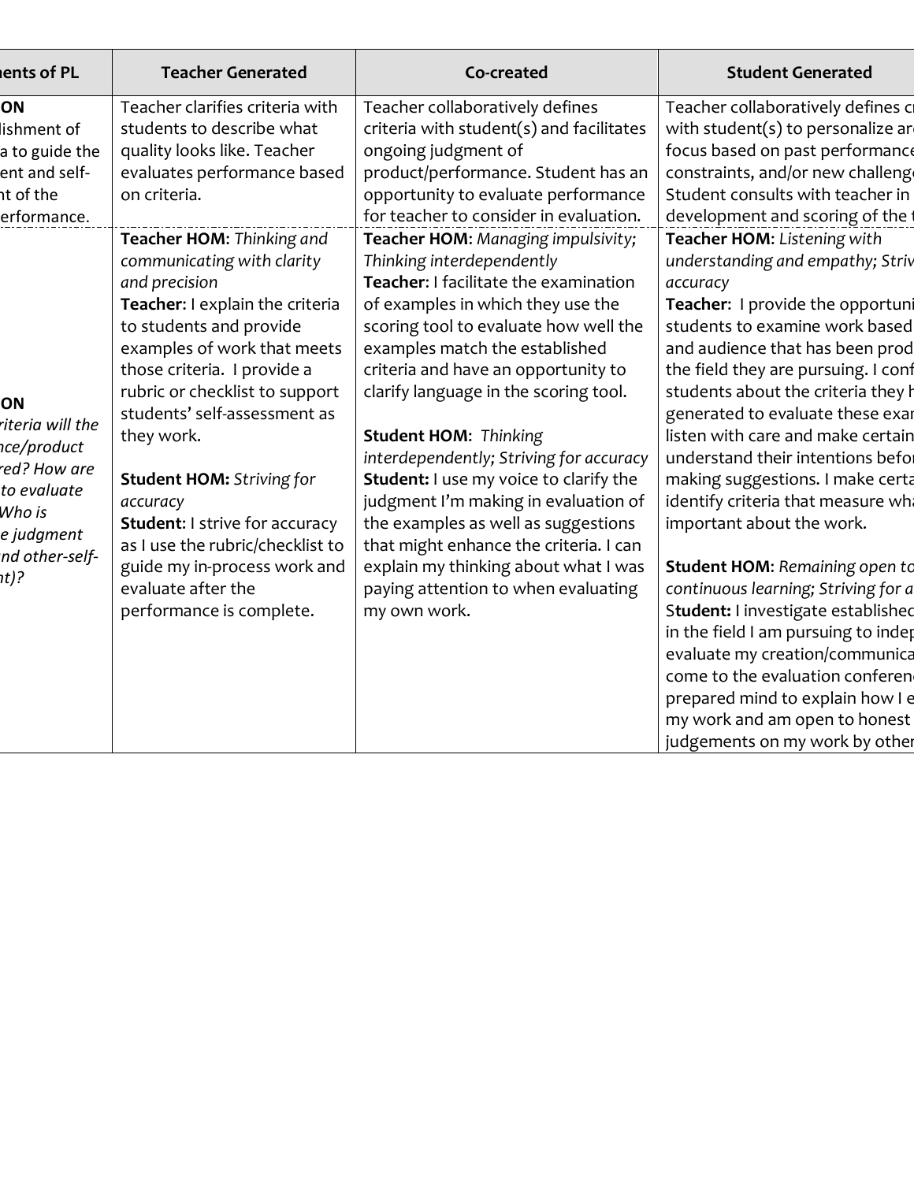| ...ents of PL | Teacher Generated | Co-created | Student Generated |
|---|---|---|---|
| **...ON** ...lishment of ...a to guide the ...ent and self-...nt of the ...erformance. | Teacher clarifies criteria with students to describe what quality looks like. Teacher evaluates performance based on criteria. | Teacher collaboratively defines criteria with student(s) and facilitates ongoing judgment of product/performance. Student has an opportunity to evaluate performance for teacher to consider in evaluation. | Teacher collaboratively defines cr... with student(s) to personalize ar... focus based on past performance... constraints, and/or new challeng... Student consults with teacher in ... development and scoring of the ... |
| **...ON** *...riteria will the ...nce/product ...red? How are ...to evaluate ...Who is ...e judgment ...nd other-self-...nt)?* | **Teacher HOM**: *Thinking and communicating with clarity and precision*<br>**Teacher**: I explain the criteria to students and provide examples of work that meets those criteria. I provide a rubric or checklist to support students' self-assessment as they work.<br><br>**Student HOM:** *Striving for accuracy*<br>**Student**: I strive for accuracy as I use the rubric/checklist to guide my in-process work and evaluate after the performance is complete. | **Teacher HOM**: *Managing impulsivity; Thinking interdependently*<br>**Teacher**: I facilitate the examination of examples in which they use the scoring tool to evaluate how well the examples match the established criteria and have an opportunity to clarify language in the scoring tool.<br><br>**Student HOM**: *Thinking interdependently; Striving for accuracy*<br>**Student:** I use my voice to clarify the judgment I'm making in evaluation of the examples as well as suggestions that might enhance the criteria. I can explain my thinking about what I was paying attention to when evaluating my own work. | **Teacher HOM**: *Listening with understanding and empathy; Striv... accuracy*<br>**Teacher**: I provide the opportuni... students to examine work based ... and audience that has been prod... the field they are pursuing. I conf... students about the criteria they h... generated to evaluate these exam... listen with care and make certain ... understand their intentions befor... making suggestions. I make certa... identify criteria that measure wha... important about the work.<br><br>**Student HOM**: *Remaining open to continuous learning; Striving for a...*<br>**Student:** I investigate established ... in the field I am pursuing to indep... evaluate my creation/communica... come to the evaluation conferenc... prepared mind to explain how I e... my work and am open to honest ... judgements on my work by other... |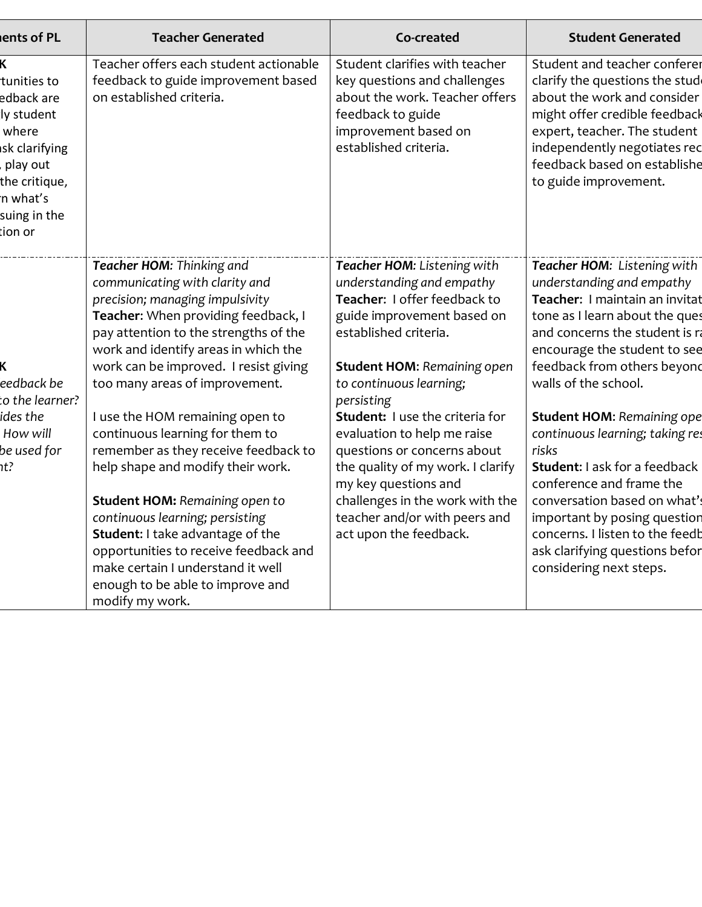| ...ents of PL | Teacher Generated | Co-created | Student Generated |
|---|---|---|---|
| **...K** ...tunities to ...edback are ...ly student ... where ...sk clarifying ..., play out ...the critique, ...n what's ...suing in the ...tion or | Teacher offers each student actionable feedback to guide improvement based on established criteria. | Student clarifies with teacher key questions and challenges about the work. Teacher offers feedback to guide improvement based on established criteria. | Student and teacher conferen... clarify the questions the stud... about the work and consider ... might offer credible feedback ... expert, teacher. The student independently negotiates rec... feedback based on establishe... to guide improvement. |
| **...K** *...eedback be ...to the learner? ...ides the ... How will ...be used for ...nt?* | ***Teacher HOM**: Thinking and communicating with clarity and precision; managing impulsivity*<br>**Teacher**: When providing feedback, I pay attention to the strengths of the work and identify areas in which the work can be improved. I resist giving too many areas of improvement.<br><br>I use the HOM remaining open to continuous learning for them to remember as they receive feedback to help shape and modify their work.<br><br>**Student HOM:** *Remaining open to continuous learning; persisting*<br>**Student**: I take advantage of the opportunities to receive feedback and make certain I understand it well enough to be able to improve and modify my work. | ***Teacher HOM**: Listening with understanding and empathy*<br>**Teacher**: I offer feedback to guide improvement based on established criteria.<br><br>**Student HOM**: *Remaining open to continuous learning; persisting*<br>**Student:** I use the criteria for evaluation to help me raise questions or concerns about the quality of my work. I clarify my key questions and challenges in the work with the teacher and/or with peers and act upon the feedback. | ***Teacher HOM**: Listening with understanding and empathy*<br>**Teacher**: I maintain an invitat... tone as I learn about the ques... and concerns the student is ra... encourage the student to see... feedback from others beyond... walls of the school.<br><br>**Student HOM**: *Remaining ope... continuous learning; taking res... risks*<br>**Student**: I ask for a feedback conference and frame the conversation based on what's important by posing question... concerns. I listen to the feedb... ask clarifying questions befor... considering next steps. |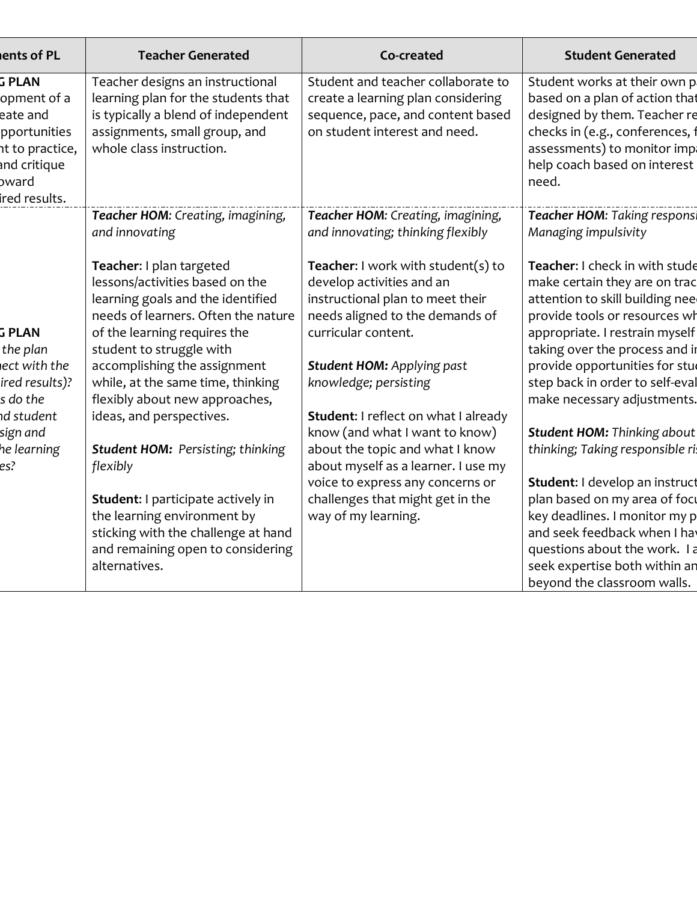| ...ents of PL | Teacher Generated | Co-created | Student Generated |
|---|---|---|---|
| **...G PLAN** ...opment of a ...eate and ...pportunities ...nt to practice, ...and critique ...oward ...ired results. | Teacher designs an instructional learning plan for the students that is typically a blend of independent assignments, small group, and whole class instruction. | Student and teacher collaborate to create a learning plan considering sequence, pace, and content based on student interest and need. | Student works at their own p... based on a plan of action tha... designed by them. Teacher re... checks in (e.g., conferences, f... assessments) to monitor imp... help coach based on interest ... need. |
| **...G PLAN** *...the plan ...ect with the ...ired results)? ...s do the ...nd student ...sign and ...he learning ...es?* | ***Teacher HOM**: Creating, imagining, and innovating*<br><br>**Teacher**: I plan targeted lessons/activities based on the learning goals and the identified needs of learners. Often the nature of the learning requires the student to struggle with accomplishing the assignment while, at the same time, thinking flexibly about new approaches, ideas, and perspectives.<br><br>***Student HOM:** Persisting; thinking flexibly*<br><br>**Student**: I participate actively in the learning environment by sticking with the challenge at hand and remaining open to considering alternatives. | ***Teacher HOM**: Creating, imagining, and innovating; thinking flexibly*<br><br>**Teacher**: I work with student(s) to develop activities and an instructional plan to meet their needs aligned to the demands of curricular content.<br><br>***Student HOM:** Applying past knowledge; persisting*<br><br>**Student**: I reflect on what I already know (and what I want to know) about the topic and what I know about myself as a learner. I use my voice to express any concerns or challenges that might get in the way of my learning. | ***Teacher HOM**: Taking responsi... Managing impulsivity*<br><br>**Teacher**: I check in with stude... make certain they are on trac... attention to skill building nee... provide tools or resources wh... appropriate. I restrain myself ... taking over the process and i... provide opportunities for stu... step back in order to self-eva... make necessary adjustments.<br><br>***Student HOM:** Thinking about ... thinking; Taking responsible ri...*<br><br>**Student**: I develop an instruct... plan based on my area of foc... key deadlines. I monitor my p... and seek feedback when I ha... questions about the work. I a... seek expertise both within an... beyond the classroom walls. |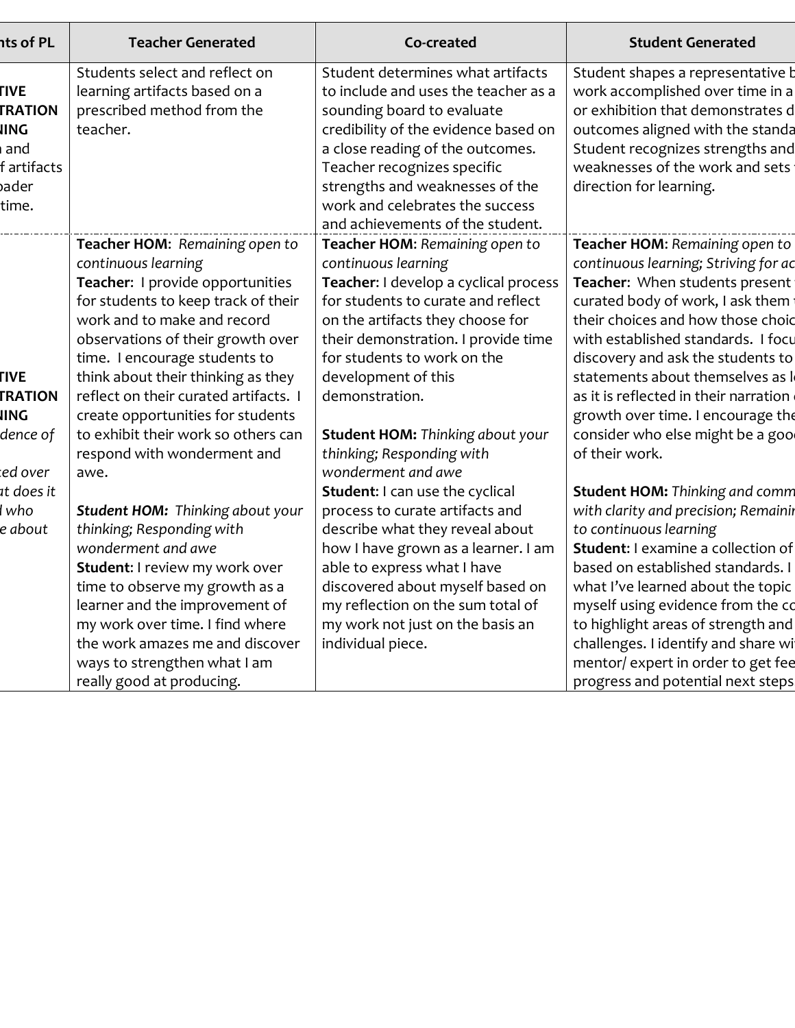| nts of PL | Teacher Generated | Co-created | Student Generated |
|---|---|---|---|
| **TIVE TRATION NING** n and f artifacts oader time. | Students select and reflect on learning artifacts based on a prescribed method from the teacher. | Student determines what artifacts to include and uses the teacher as a sounding board to evaluate credibility of the evidence based on a close reading of the outcomes. Teacher recognizes specific strengths and weaknesses of the work and celebrates the success and achievements of the student. | Student shapes a representative b work accomplished over time in a or exhibition that demonstrates d outcomes aligned with the standa Student recognizes strengths and weaknesses of the work and sets t direction for learning. |
| **TIVE TRATION NING** *dence of* *ted over at does it l who e about* | **Teacher HOM**: *Remaining open to continuous learning* **Teacher**: I provide opportunities for students to keep track of their work and to make and record observations of their growth over time. I encourage students to think about their thinking as they reflect on their curated artifacts. I create opportunities for students to exhibit their work so others can respond with wonderment and awe. ***Student HOM:*** *Thinking about your thinking; Responding with wonderment and awe* **Student**: I review my work over time to observe my growth as a learner and the improvement of my work over time. I find where the work amazes me and discover ways to strengthen what I am really good at producing. | **Teacher HOM**: *Remaining open to continuous learning* **Teacher**: I develop a cyclical process for students to curate and reflect on the artifacts they choose for their demonstration. I provide time for students to work on the development of this demonstration. **Student HOM:** *Thinking about your thinking; Responding with wonderment and awe* **Student**: I can use the cyclical process to curate artifacts and describe what they reveal about how I have grown as a learner. I am able to express what I have discovered about myself based on my reflection on the sum total of my work not just on the basis an individual piece. | **Teacher HOM**: *Remaining open to continuous learning; Striving for ac* **Teacher**: When students present curated body of work, I ask them their choices and how those choic with established standards. I focu discovery and ask the students to statements about themselves as l as it is reflected in their narration growth over time. I encourage the consider who else might be a goo of their work. **Student HOM:** *Thinking and comm with clarity and precision; Remainin to continuous learning* **Student**: I examine a collection of based on established standards. I what I've learned about the topic myself using evidence from the co to highlight areas of strength and challenges. I identify and share wi mentor/ expert in order to get fee progress and potential next steps |